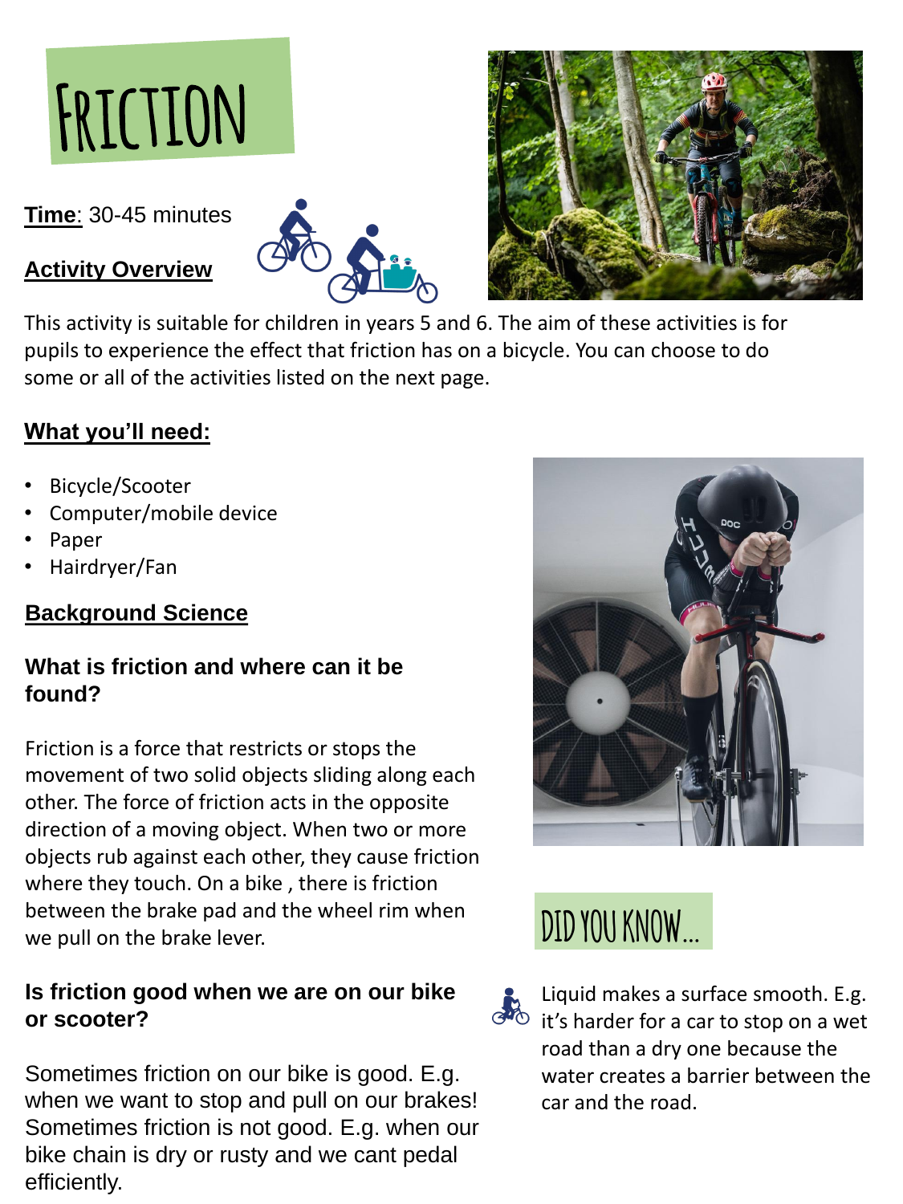# FRICTION

**Time**: 30-45 minutes

## Activity Overview

This activity is suitable for children in years 5 and 6. The aim of these activities is for pupils to experience the effect that friction has on a bicycle. You can choose to do some or all of the activities listed on the next page.

## What you'll need:

- Bicycle/Scooter
- Computer/mobile device
- Paper
- Hairdryer/Fan

## Background Science

### What is friction and where can it be found?

Friction is a force that restricts or stops the movement of two solid objects sliding along each other. The force of friction acts in the opposite direction of a moving object. When two or more objects rub against each other, they cause friction where they touch. On a bike , there is friction between the brake pad and the wheel rim when we pull on the brake lever.

### Is friction good when we are on our bike or scooter?

Sometimes friction on our bike is good. E.g. when we want to stop and pull on our brakes! Sometimes friction is not good. E.g. when our bike chain is dry or rusty and we cant pedal efficiently.

## DID YOU KNOW...

Liquid makes a surface smooth. E.g. it's harder for a car to stop on a wet road than a dry one because the water creates a barrier between the car and the road.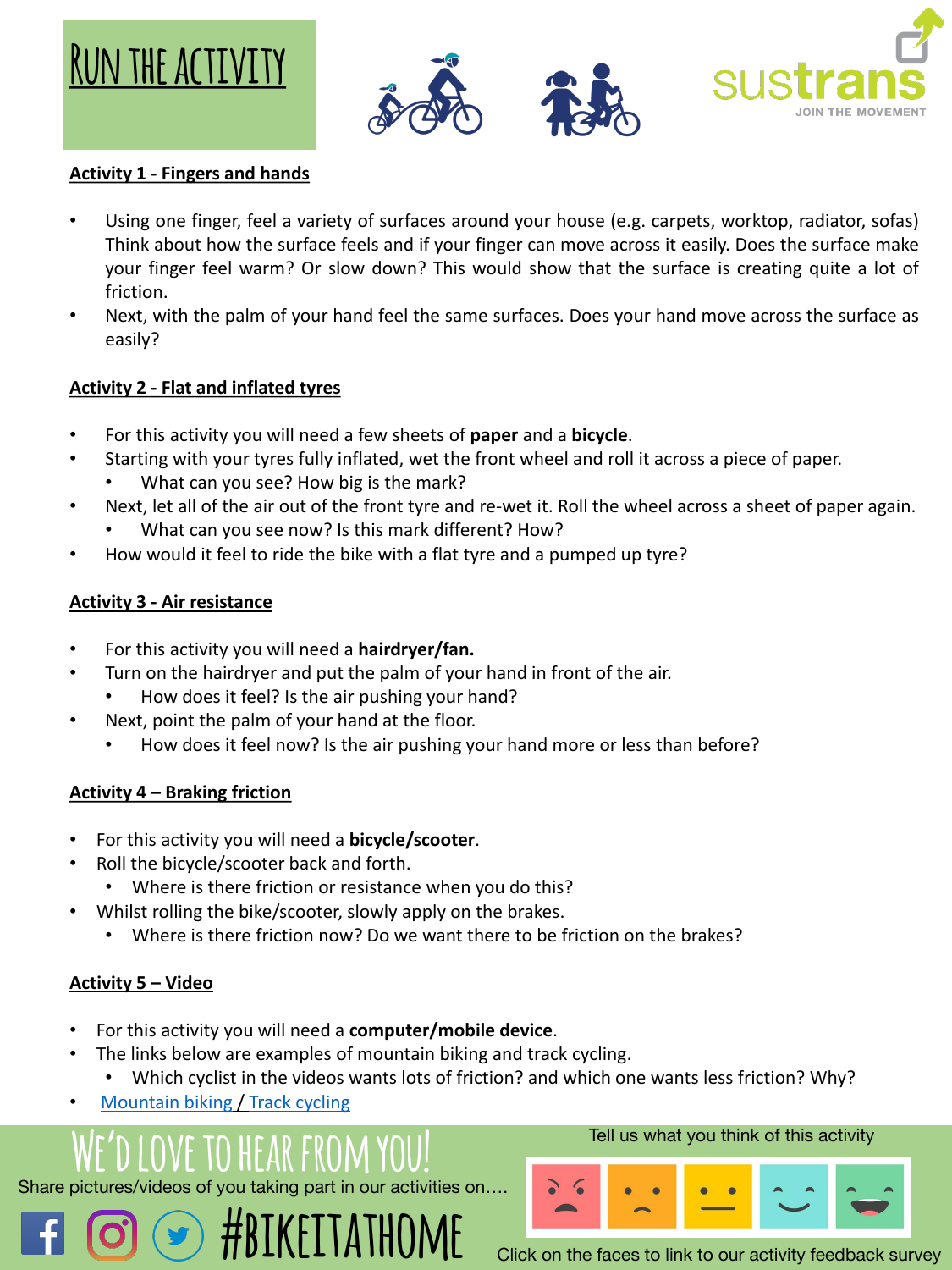# Run the activity

sustrans

JOIN THE MOVEMENT

## Activity 1 - Fingers and hands

- Using one finger, feel a variety of surfaces around your house (e.g. carpets, worktop, radiator, sofas) Think about how the surface feels and if your finger can move across it easily. Does the surface make your finger feel warm? Or slow down? This would show that the surface is creating quite a lot of friction.
- Next, with the palm of your hand feel the same surfaces. Does your hand move across the surface as easily?

## Activity 2 - Flat and inflated tyres

- For this activity you will need a few sheets of **paper** and a **bicycle**.
- Starting with your tyres fully inflated, wet the front wheel and roll it across a piece of paper.
  - What can you see? How big is the mark?
- Next, let all of the air out of the front tyre and re-wet it. Roll the wheel across a sheet of paper again.
  - What can you see now? Is this mark different? How?
- How would it feel to ride the bike with a flat tyre and a pumped up tyre?

## Activity 3 - Air resistance

- For this activity you will need a **hairdryer/fan.**
- Turn on the hairdryer and put the palm of your hand in front of the air.
  - How does it feel? Is the air pushing your hand?
- Next, point the palm of your hand at the floor.
  - How does it feel now? Is the air pushing your hand more or less than before?

## Activity 4 – Braking friction

- For this activity you will need a **bicycle/scooter**.
- Roll the bicycle/scooter back and forth.
  - Where is there friction or resistance when you do this?
- Whilst rolling the bike/scooter, slowly apply on the brakes.
  - Where is there friction now? Do we want there to be friction on the brakes?

## Activity 5 – Video

- For this activity you will need a **computer/mobile device**.
- The links below are examples of mountain biking and track cycling.
  - Which cyclist in the videos wants lots of friction? and which one wants less friction? Why?
- Mountain biking / Track cycling

## We'd love to hear from you!

Share pictures/videos of you taking part in our activities on….

#BIKEITATHOME

Tell us what you think of this activity

Click on the faces to link to our activity feedback survey